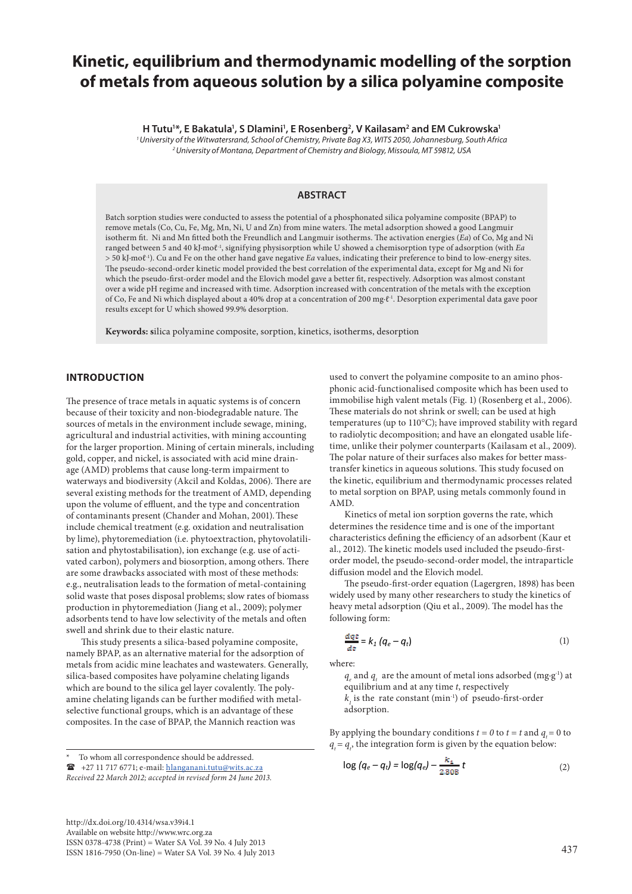# Kinetic, equilibrium and thermodynamic modelling of the sorption of metals from aqueous solution by a silica polyamine composite

**H Tutu[1]*, E Bakatula[1], S Dlamini[1], E Rosenberg[2], V Kailasam[2] and EM Cukrowska[1]**

*[1] University of the Witwatersrand, School of Chemistry, Private Bag X3, WITS 2050, Johannesburg, South Africa*
*[2] University of Montana, Department of Chemistry and Biology, Missoula, MT 59812, USA*

## ABSTRACT

Batch sorption studies were conducted to assess the potential of a phosphonated silica polyamine composite (BPAP) to remove metals (Co, Cu, Fe, Mg, Mn, Ni, U and Zn) from mine waters. The metal adsorption showed a good Langmuir isotherm fit. Ni and Mn fitted both the Freundlich and Langmuir isotherms. The activation energies (*Ea*) of Co, Mg and Ni ranged between 5 and 40 kJ·moℓ$^{-1}$, signifying physisorption while U showed a chemisorption type of adsorption (with *Ea* > 50 kJ·moℓ$^{-1}$). Cu and Fe on the other hand gave negative *Ea* values, indicating their preference to bind to low-energy sites. The pseudo-second-order kinetic model provided the best correlation of the experimental data, except for Mg and Ni for which the pseudo-first-order model and the Elovich model gave a better fit, respectively. Adsorption was almost constant over a wide pH regime and increased with time. Adsorption increased with concentration of the metals with the exception of Co, Fe and Ni which displayed about a 40% drop at a concentration of 200 mg·ℓ$^{-1}$. Desorption experimental data gave poor results except for U which showed 99.9% desorption.

**Keywords:** silica polyamine composite, sorption, kinetics, isotherms, desorption

## INTRODUCTION

The presence of trace metals in aquatic systems is of concern because of their toxicity and non-biodegradable nature. The sources of metals in the environment include sewage, mining, agricultural and industrial activities, with mining accounting for the larger proportion. Mining of certain minerals, including gold, copper, and nickel, is associated with acid mine drainage (AMD) problems that cause long-term impairment to waterways and biodiversity (Akcil and Koldas, 2006). There are several existing methods for the treatment of AMD, depending upon the volume of effluent, and the type and concentration of contaminants present (Chander and Mohan, 2001). These include chemical treatment (e.g. oxidation and neutralisation by lime), phytoremediation (i.e. phytoextraction, phytovolatilisation and phytostabilisation), ion exchange (e.g. use of activated carbon), polymers and biosorption, among others. There are some drawbacks associated with most of these methods: e.g., neutralisation leads to the formation of metal-containing solid waste that poses disposal problems; slow rates of biomass production in phytoremediation (Jiang et al., 2009); polymer adsorbents tend to have low selectivity of the metals and often swell and shrink due to their elastic nature.

This study presents a silica-based polyamine composite, namely BPAP, as an alternative material for the adsorption of metals from acidic mine leachates and wastewaters. Generally, silica-based composites have polyamine chelating ligands which are bound to the silica gel layer covalently. The polyamine chelating ligands can be further modified with metal-selective functional groups, which is an advantage of these composites. In the case of BPAP, the Mannich reaction was used to convert the polyamine composite to an amino phosphonic acid-functionalised composite which has been used to immobilise high valent metals (Fig. 1) (Rosenberg et al., 2006). These materials do not shrink or swell; can be used at high temperatures (up to 110°C); have improved stability with regard to radiolytic decomposition; and have an elongated usable lifetime, unlike their polymer counterparts (Kailasam et al., 2009). The polar nature of their surfaces also makes for better mass-transfer kinetics in aqueous solutions. This study focused on the kinetic, equilibrium and thermodynamic processes related to metal sorption on BPAP, using metals commonly found in AMD.

Kinetics of metal ion sorption governs the rate, which determines the residence time and is one of the important characteristics defining the efficiency of an adsorbent (Kaur et al., 2012). The kinetic models used included the pseudo-first-order model, the pseudo-second-order model, the intraparticle diffusion model and the Elovich model.

The pseudo-first-order equation (Lagergren, 1898) has been widely used by many other researchers to study the kinetics of heavy metal adsorption (Qiu et al., 2009). The model has the following form:

$$\frac{dq_t}{dt} = k_1 (q_e - q_t) \tag{1}$$

where:

$q_e$ and $q_t$ are the amount of metal ions adsorbed (mg·g$^{-1}$) at equilibrium and at any time *t*, respectively
$k_1$ is the rate constant (min$^{-1}$) of pseudo-first-order adsorption.

By applying the boundary conditions $t = 0$ to $t = t$ and $q_t = 0$ to $q_t = q_t$, the integration form is given by the equation below:

$$\log (q_e - q_t) = \log(q_e) - \frac{k_1}{2.303} t \tag{2}$$

---

* To whom all correspondence should be addressed.
☎ +27 11 717 6771; e-mail: hlanganani.tutu@wits.ac.za
*Received 22 March 2012; accepted in revised form 24 June 2013.*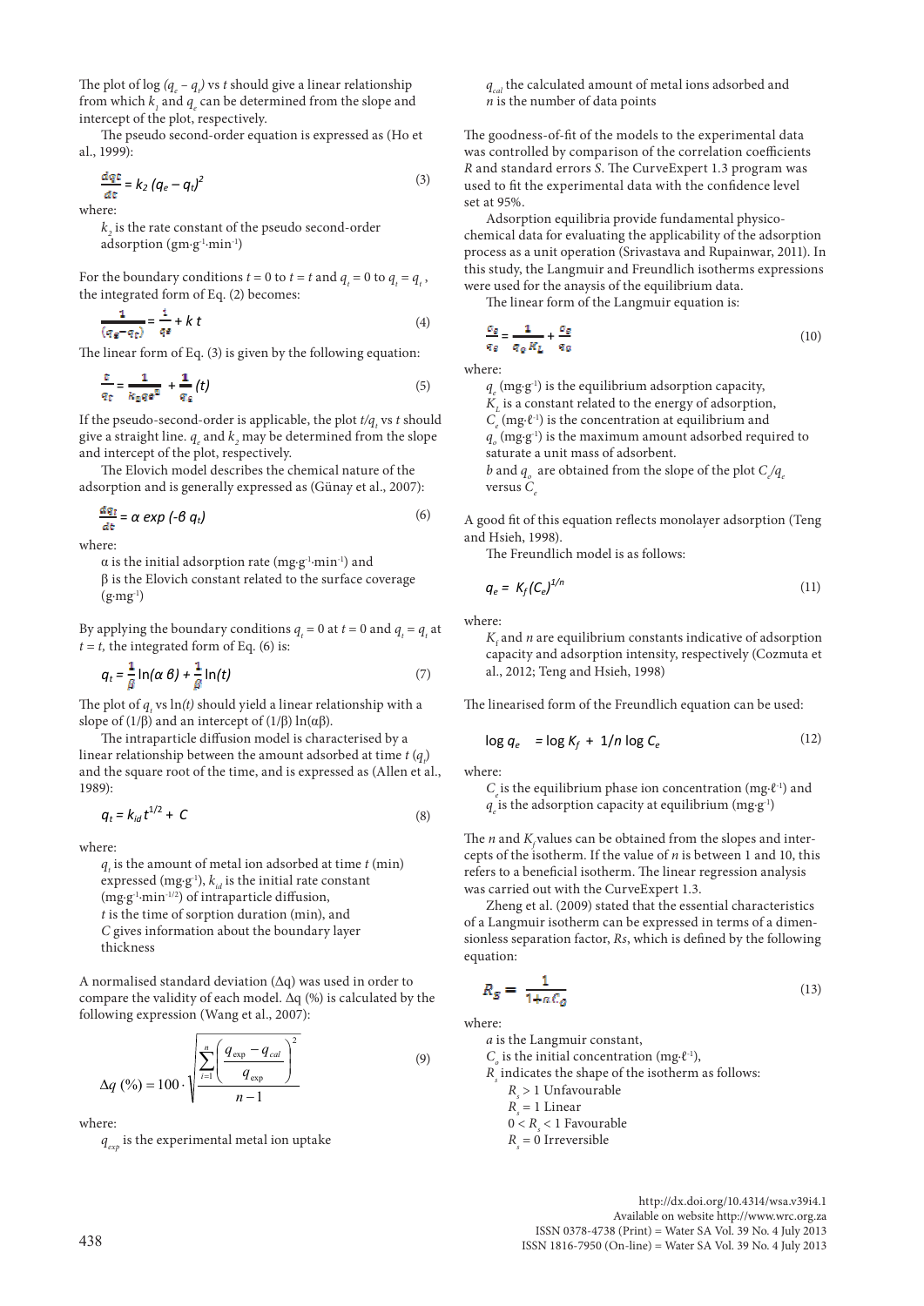The plot of log $(q_e - q_t)$ vs $t$ should give a linear relationship from which $k_1$ and $q_e$ can be determined from the slope and intercept of the plot, respectively.

The pseudo second-order equation is expressed as (Ho et al., 1999):

$$\frac{dq_t}{dt} = k_2 (q_e - q_t)^2 \tag{3}$$

where:

$k_2$ is the rate constant of the pseudo second-order adsorption (gm·g$^{-1}$·min$^{-1}$)

For the boundary conditions $t = 0$ to $t = t$ and $q_t = 0$ to $q_t = q_t$, the integrated form of Eq. (2) becomes:

$$\frac{1}{(q_e - q_t)} = \frac{1}{q_e} + k\,t \tag{4}$$

The linear form of Eq. (3) is given by the following equation:

$$\frac{t}{q_t} = \frac{1}{k_2 q_e^2} + \frac{1}{q_e}(t) \tag{5}$$

If the pseudo-second-order is applicable, the plot $t/q_t$ vs $t$ should give a straight line. $q_e$ and $k_2$ may be determined from the slope and intercept of the plot, respectively.

The Elovich model describes the chemical nature of the adsorption and is generally expressed as (Günay et al., 2007):

$$\frac{dq_t}{dt} = \alpha \exp(-\beta\, q_t) \tag{6}$$

where:

$\alpha$ is the initial adsorption rate (mg·g$^{-1}$·min$^{-1}$) and
$\beta$ is the Elovich constant related to the surface coverage (g·mg$^{-1}$)

By applying the boundary conditions $q_t = 0$ at $t = 0$ and $q_t = q_t$ at $t = t$, the integrated form of Eq. (6) is:

$$q_t = \frac{1}{\beta}\ln(\alpha\,\beta) + \frac{1}{\beta}\ln(t) \tag{7}$$

The plot of $q_t$ vs $\ln(t)$ should yield a linear relationship with a slope of $(1/\beta)$ and an intercept of $(1/\beta)\ln(\alpha\beta)$.

The intraparticle diffusion model is characterised by a linear relationship between the amount adsorbed at time $t$ ($q_t$) and the square root of the time, and is expressed as (Allen et al., 1989):

$$q_t = k_{id}\, t^{1/2} + C \tag{8}$$

where:

$q_t$ is the amount of metal ion adsorbed at time $t$ (min) expressed (mg·g$^{-1}$), $k_{id}$ is the initial rate constant (mg·g$^{-1}$·min$^{-1/2}$) of intraparticle diffusion,
$t$ is the time of sorption duration (min), and
$C$ gives information about the boundary layer thickness

A normalised standard deviation ($\Delta q$) was used in order to compare the validity of each model. $\Delta q$ (%) is calculated by the following expression (Wang et al., 2007):

$$\Delta q\,(\%) = 100 \cdot \sqrt{\frac{\sum_{i=1}^{n}\left(\frac{q_{exp} - q_{cal}}{q_{exp}}\right)^2}{n-1}} \tag{9}$$

where:

$q_{exp}$ is the experimental metal ion uptake
$q_{cal}$ the calculated amount of metal ions adsorbed and
$n$ is the number of data points

The goodness-of-fit of the models to the experimental data was controlled by comparison of the correlation coefficients $R$ and standard errors $S$. The CurveExpert 1.3 program was used to fit the experimental data with the confidence level set at 95%.

Adsorption equilibria provide fundamental physico-chemical data for evaluating the applicability of the adsorption process as a unit operation (Srivastava and Rupainwar, 2011). In this study, the Langmuir and Freundlich isotherms expressions were used for the anaysis of the equilibrium data.

The linear form of the Langmuir equation is:

$$\frac{C_e}{q_e} = \frac{1}{q_o K_L} + \frac{C_e}{q_o} \tag{10}$$

where:

$q_e$ (mg·g$^{-1}$) is the equilibrium adsorption capacity,
$K_L$ is a constant related to the energy of adsorption,
$C_e$ (mg·ℓ$^{-1}$) is the concentration at equilibrium and
$q_o$ (mg·g$^{-1}$) is the maximum amount adsorbed required to saturate a unit mass of adsorbent.
$b$ and $q_o$ are obtained from the slope of the plot $C_e/q_e$ versus $C_e$

A good fit of this equation reflects monolayer adsorption (Teng and Hsieh, 1998).

The Freundlich model is as follows:

$$q_e = K_f (C_e)^{1/n} \tag{11}$$

where:

$K_f$ and $n$ are equilibrium constants indicative of adsorption capacity and adsorption intensity, respectively (Cozmuta et al., 2012; Teng and Hsieh, 1998)

The linearised form of the Freundlich equation can be used:

$$\log q_e = \log K_f + 1/n \log C_e \tag{12}$$

where:

$C_e$ is the equilibrium phase ion concentration (mg·ℓ$^{-1}$) and
$q_e$ is the adsorption capacity at equilibrium (mg·g$^{-1}$)

The $n$ and $K_f$ values can be obtained from the slopes and intercepts of the isotherm. If the value of $n$ is between 1 and 10, this refers to a beneficial isotherm. The linear regression analysis was carried out with the CurveExpert 1.3.

Zheng et al. (2009) stated that the essential characteristics of a Langmuir isotherm can be expressed in terms of a dimensionless separation factor, $Rs$, which is defined by the following equation:

$$R_S = \frac{1}{1 + a C_0} \tag{13}$$

where:

$a$ is the Langmuir constant,
$C_o$ is the initial concentration (mg·ℓ$^{-1}$),
$R_s$ indicates the shape of the isotherm as follows:

- $R_s > 1$ Unfavourable
- $R_s = 1$ Linear
- $0 < R_s < 1$ Favourable
- $R_s = 0$ Irreversible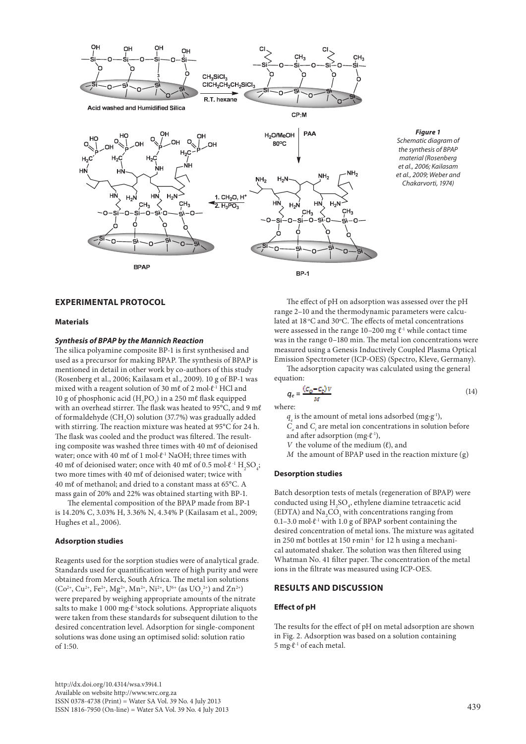*Figure 1*
*Schematic diagram of the synthesis of BPAP material (Rosenberg et al., 2006; Kailasam et al., 2009; Weber and Chakarvorti, 1974)*

## EXPERIMENTAL PROTOCOL

### Materials

#### *Synthesis of BPAP by the Mannich Reaction*

The silica polyamine composite BP-1 is first synthesised and used as a precursor for making BPAP. The synthesis of BPAP is mentioned in detail in other work by co-authors of this study (Rosenberg et al., 2006; Kailasam et al., 2009). 10 g of BP-1 was mixed with a reagent solution of 30 mℓ of 2 mol·ℓ$^{-1}$ HCl and 10 g of phosphonic acid ($H_3PO_3$) in a 250 mℓ flask equipped with an overhead stirrer. The flask was heated to 95°C, and 9 mℓ of formaldehyde ($CH_2O$) solution (37.7%) was gradually added with stirring. The reaction mixture was heated at 95°C for 24 h. The flask was cooled and the product was filtered. The resulting composite was washed three times with 40 mℓ of deionised water; once with 40 mℓ of 1 mol·ℓ$^{-1}$ NaOH; three times with 40 mℓ of deionised water; once with 40 mℓ of 0.5 mol·ℓ$^{-1}$ $H_2SO_4$; two more times with 40 mℓ of deionised water; twice with 40 mℓ of methanol; and dried to a constant mass at 65°C. A mass gain of 20% and 22% was obtained starting with BP-1.

The elemental composition of the BPAP made from BP-1 is 14.20% C, 3.03% H, 3.36% N, 4.34% P (Kailasam et al., 2009; Hughes et al., 2006).

### Adsorption studies

Reagents used for the sorption studies were of analytical grade. Standards used for quantification were of high purity and were obtained from Merck, South Africa. The metal ion solutions ($Co^{2+}$, $Cu^{2+}$, $Fe^{2+}$, $Mg^{2+}$, $Mn^{2+}$, $Ni^{2+}$, $U^{6+}$ (as $UO_2^{2+}$) and $Zn^{2+}$) were prepared by weighing appropriate amounts of the nitrate salts to make 1 000 mg·ℓ$^{-1}$stock solutions. Appropriate aliquots were taken from these standards for subsequent dilution to the desired concentration level. Adsorption for single-component solutions was done using an optimised solid: solution ratio of 1:50.

The effect of pH on adsorption was assessed over the pH range 2–10 and the thermodynamic parameters were calculated at 18°C and 30°C. The effects of metal concentrations were assessed in the range 10–200 mg·ℓ$^{-1}$ while contact time was in the range 0–180 min. The metal ion concentrations were measured using a Genesis Inductively Coupled Plasma Optical Emission Spectrometer (ICP-OES) (Spectro, Kleve, Germany).

The adsorption capacity was calculated using the general equation:

$$q_e = \frac{(C_o - C_i)V}{M} \tag{14}$$

where:

$q_e$ is the amount of metal ions adsorbed (mg·g$^{-1}$),
$C_o$ and $C_i$ are metal ion concentrations in solution before and after adsorption (mg·ℓ$^{-1}$),
$V$ the volume of the medium (ℓ), and
$M$ the amount of BPAP used in the reaction mixture (g)

### Desorption studies

Batch desorption tests of metals (regeneration of BPAP) were conducted using $H_2SO_4$, ethylene diamine tetraacetic acid (EDTA) and $Na_2CO_3$ with concentrations ranging from 0.1–3.0 mol·ℓ$^{-1}$ with 1.0 g of BPAP sorbent containing the desired concentration of metal ions. The mixture was agitated in 250 mℓ bottles at 150 r·min$^{-1}$ for 12 h using a mechanical automated shaker. The solution was then filtered using Whatman No. 41 filter paper. The concentration of the metal ions in the filtrate was measured using ICP-OES.

## RESULTS AND DISCUSSION

### Effect of pH

The results for the effect of pH on metal adsorption are shown in Fig. 2. Adsorption was based on a solution containing 5 mg·ℓ$^{-1}$ of each metal.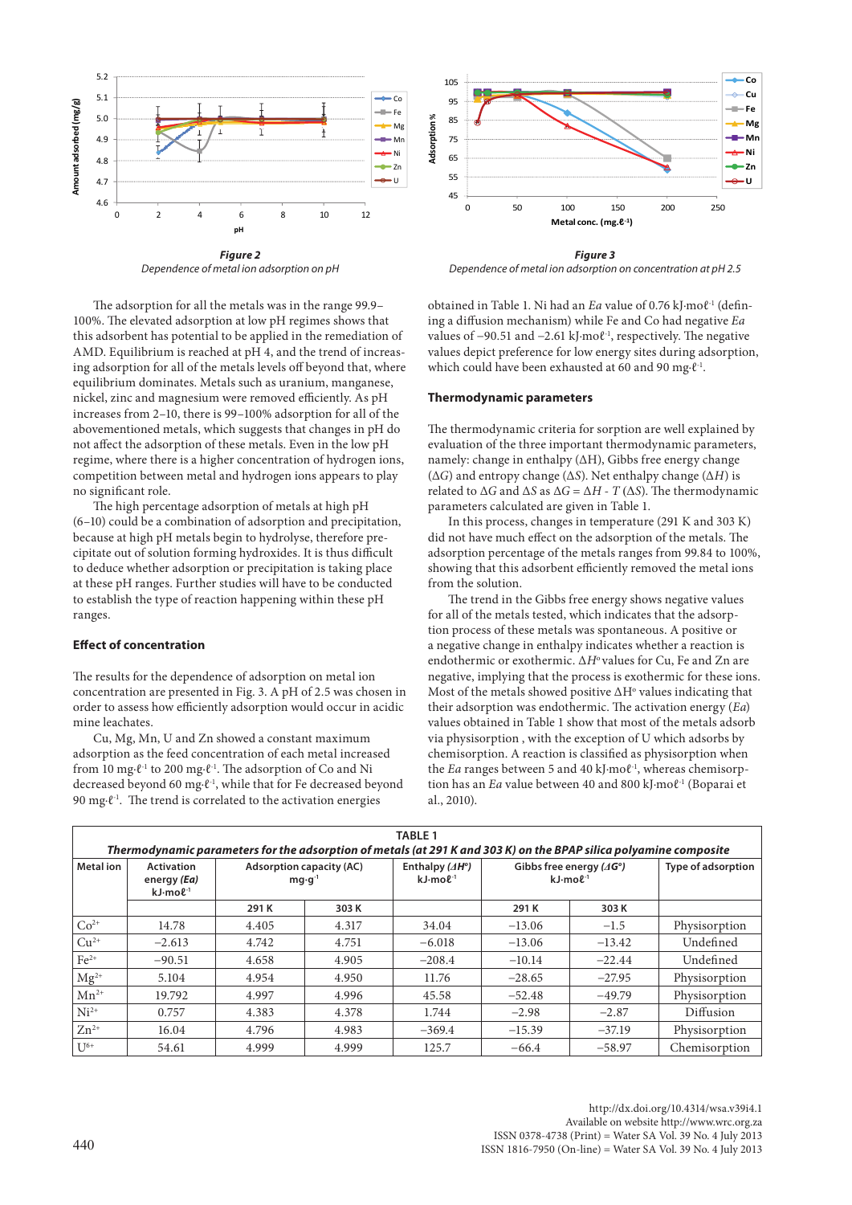**Figure 2**
*Dependence of metal ion adsorption on pH*

**Figure 3**
*Dependence of metal ion adsorption on concentration at pH 2.5*

The adsorption for all the metals was in the range 99.9–100%. The elevated adsorption at low pH regimes shows that this adsorbent has potential to be applied in the remediation of AMD. Equilibrium is reached at pH 4, and the trend of increasing adsorption for all of the metals levels off beyond that, where equilibrium dominates. Metals such as uranium, manganese, nickel, zinc and magnesium were removed efficiently. As pH increases from 2–10, there is 99–100% adsorption for all of the abovementioned metals, which suggests that changes in pH do not affect the adsorption of these metals. Even in the low pH regime, where there is a higher concentration of hydrogen ions, competition between metal and hydrogen ions appears to play no significant role.

The high percentage adsorption of metals at high pH (6–10) could be a combination of adsorption and precipitation, because at high pH metals begin to hydrolyse, therefore precipitate out of solution forming hydroxides. It is thus difficult to decide whether adsorption or precipitation is taking place at these pH ranges. Further studies will have to be conducted to establish the type of reaction happening within these pH ranges.

### Effect of concentration

The results for the dependence of adsorption on metal ion concentration are presented in Fig. 3. A pH of 2.5 was chosen in order to assess how efficiently adsorption would occur in acidic mine leachates.

Cu, Mg, Mn, U and Zn showed a constant maximum adsorption as the feed concentration of each metal increased from 10 mg·ℓ$^{-1}$ to 200 mg·ℓ$^{-1}$. The adsorption of Co and Ni decreased beyond 60 mg·ℓ$^{-1}$, while that for Fe decreased beyond 90 mg·ℓ$^{-1}$. The trend is correlated to the activation energies obtained in Table 1. Ni had an *Ea* value of 0.76 kJ·moℓ$^{-1}$ (defining a diffusion mechanism) while Fe and Co had negative *Ea* values of −90.51 and −2.61 kJ·moℓ$^{-1}$, respectively. The negative values depict preference for low energy sites during adsorption, which could have been exhausted at 60 and 90 mg·ℓ$^{-1}$.

### Thermodynamic parameters

The thermodynamic criteria for sorption are well explained by evaluation of the three important thermodynamic parameters, namely: change in enthalpy (ΔH), Gibbs free energy change (Δ*G*) and entropy change (Δ*S*). Net enthalpy change (Δ*H*) is related to Δ*G* and Δ*S* as $\Delta G = \Delta H - T(\Delta S)$. The thermodynamic parameters calculated are given in Table 1.

In this process, changes in temperature (291 K and 303 K) did not have much effect on the adsorption of the metals. The adsorption percentage of the metals ranges from 99.84 to 100%, showing that this adsorbent efficiently removed the metal ions from the solution.

The trend in the Gibbs free energy shows negative values for all of the metals tested, which indicates that the adsorption process of these metals was spontaneous. A positive or a negative change in enthalpy indicates whether a reaction is endothermic or exothermic. Δ*H*° values for Cu, Fe and Zn are negative, implying that the process is exothermic for these ions. Most of the metals showed positive ΔH° values indicating that their adsorption was endothermic. The activation energy (*Ea*) values obtained in Table 1 show that most of the metals adsorb via physisorption , with the exception of U which adsorbs by chemisorption. A reaction is classified as physisorption when the *Ea* ranges between 5 and 40 kJ·moℓ$^{-1}$, whereas chemisorption has an *Ea* value between 40 and 800 kJ·moℓ$^{-1}$ (Boparai et al., 2010).

TABLE 1
***Thermodynamic parameters for the adsorption of metals (at 291 K and 303 K) on the BPAP silica polyamine composite***

| Metal ion | Activation energy *(Ea)* kJ·moℓ$^{-1}$ | Adsorption capacity (AC) mg·g$^{-1}$ | | Enthalpy (*ΔH°*) kJ·moℓ$^{-1}$ | Gibbs free energy (*ΔG°*) kJ·moℓ$^{-1}$ | | Type of adsorption |
|---|---|---|---|---|---|---|---|
| | | 291 K | 303 K | | 291 K | 303 K | |
| $Co^{2+}$ | 14.78 | 4.405 | 4.317 | 34.04 | −13.06 | −1.5 | Physisorption |
| $Cu^{2+}$ | −2.613 | 4.742 | 4.751 | −6.018 | −13.06 | −13.42 | Undefined |
| $Fe^{2+}$ | −90.51 | 4.658 | 4.905 | −208.4 | −10.14 | −22.44 | Undefined |
| $Mg^{2+}$ | 5.104 | 4.954 | 4.950 | 11.76 | −28.65 | −27.95 | Physisorption |
| $Mn^{2+}$ | 19.792 | 4.997 | 4.996 | 45.58 | −52.48 | −49.79 | Physisorption |
| $Ni^{2+}$ | 0.757 | 4.383 | 4.378 | 1.744 | −2.98 | −2.87 | Diffusion |
| $Zn^{2+}$ | 16.04 | 4.796 | 4.983 | −369.4 | −15.39 | −37.19 | Physisorption |
| $U^{6+}$ | 54.61 | 4.999 | 4.999 | 125.7 | −66.4 | −58.97 | Chemisorption |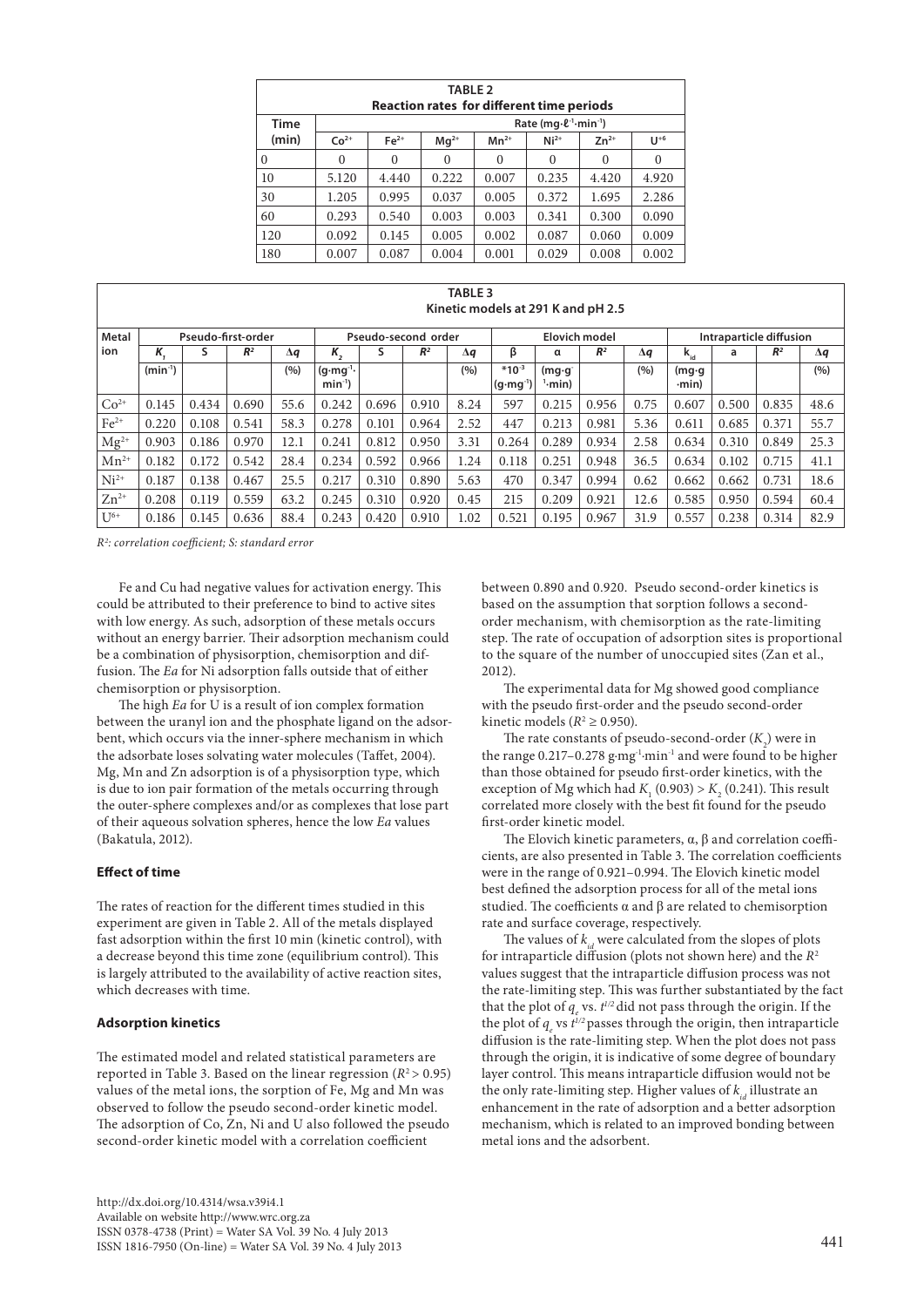**TABLE 2**
**Reaction rates for different time periods**

| Time (min) | Rate (mg·ℓ$^{-1}$·min$^{-1}$) | | | | | | |
|---|---|---|---|---|---|---|---|
| | $Co^{2+}$ | $Fe^{2+}$ | $Mg^{2+}$ | $Mn^{2+}$ | $Ni^{2+}$ | $Zn^{2+}$ | $U^{+6}$ |
| 0 | 0 | 0 | 0 | 0 | 0 | 0 | 0 |
| 10 | 5.120 | 4.440 | 0.222 | 0.007 | 0.235 | 4.420 | 4.920 |
| 30 | 1.205 | 0.995 | 0.037 | 0.005 | 0.372 | 1.695 | 2.286 |
| 60 | 0.293 | 0.540 | 0.003 | 0.003 | 0.341 | 0.300 | 0.090 |
| 120 | 0.092 | 0.145 | 0.005 | 0.002 | 0.087 | 0.060 | 0.009 |
| 180 | 0.007 | 0.087 | 0.004 | 0.001 | 0.029 | 0.008 | 0.002 |

**TABLE 3**
**Kinetic models at 291 K and pH 2.5**

| Metal ion | Pseudo-first-order | | | | Pseudo-second order | | | | Elovich model | | | | Intraparticle diffusion | | | |
|---|---|---|---|---|---|---|---|---|---|---|---|---|---|---|---|---|
| | $K_1$ | S | $R^2$ | $\Delta q$ | $K_2$ | S | $R^2$ | $\Delta q$ | β | α | $R^2$ | $\Delta q$ | $k_{id}$ | a | $R^2$ | $\Delta q$ |
| | (min$^{-1}$) | | | (%) | (g·mg$^{-1}$·min$^{-1}$) | | | (%) | *10$^{-3}$ (g·mg$^{-1}$) | (mg·g$^{-1}$·min) | | (%) | (mg·g·min) | | | (%) |
| $Co^{2+}$ | 0.145 | 0.434 | 0.690 | 55.6 | 0.242 | 0.696 | 0.910 | 8.24 | 597 | 0.215 | 0.956 | 0.75 | 0.607 | 0.500 | 0.835 | 48.6 |
| $Fe^{2+}$ | 0.220 | 0.108 | 0.541 | 58.3 | 0.278 | 0.101 | 0.964 | 2.52 | 447 | 0.213 | 0.981 | 5.36 | 0.611 | 0.685 | 0.371 | 55.7 |
| $Mg^{2+}$ | 0.903 | 0.186 | 0.970 | 12.1 | 0.241 | 0.812 | 0.950 | 3.31 | 0.264 | 0.289 | 0.934 | 2.58 | 0.634 | 0.310 | 0.849 | 25.3 |
| $Mn^{2+}$ | 0.182 | 0.172 | 0.542 | 28.4 | 0.234 | 0.592 | 0.966 | 1.24 | 0.118 | 0.251 | 0.948 | 36.5 | 0.634 | 0.102 | 0.715 | 41.1 |
| $Ni^{2+}$ | 0.187 | 0.138 | 0.467 | 25.5 | 0.217 | 0.310 | 0.890 | 5.63 | 470 | 0.347 | 0.994 | 0.62 | 0.662 | 0.662 | 0.731 | 18.6 |
| $Zn^{2+}$ | 0.208 | 0.119 | 0.559 | 63.2 | 0.245 | 0.310 | 0.920 | 0.45 | 215 | 0.209 | 0.921 | 12.6 | 0.585 | 0.950 | 0.594 | 60.4 |
| $U^{6+}$ | 0.186 | 0.145 | 0.636 | 88.4 | 0.243 | 0.420 | 0.910 | 1.02 | 0.521 | 0.195 | 0.967 | 31.9 | 0.557 | 0.238 | 0.314 | 82.9 |

*$R^2$: correlation coefficient; S: standard error*

Fe and Cu had negative values for activation energy. This could be attributed to their preference to bind to active sites with low energy. As such, adsorption of these metals occurs without an energy barrier. Their adsorption mechanism could be a combination of physisorption, chemisorption and diffusion. The *Ea* for Ni adsorption falls outside that of either chemisorption or physisorption.

The high *Ea* for U is a result of ion complex formation between the uranyl ion and the phosphate ligand on the adsorbent, which occurs via the inner-sphere mechanism in which the adsorbate loses solvating water molecules (Taffet, 2004). Mg, Mn and Zn adsorption is of a physisorption type, which is due to ion pair formation of the metals occurring through the outer-sphere complexes and/or as complexes that lose part of their aqueous solvation spheres, hence the low *Ea* values (Bakatula, 2012).

### Effect of time

The rates of reaction for the different times studied in this experiment are given in Table 2. All of the metals displayed fast adsorption within the first 10 min (kinetic control), with a decrease beyond this time zone (equilibrium control). This is largely attributed to the availability of active reaction sites, which decreases with time.

### Adsorption kinetics

The estimated model and related statistical parameters are reported in Table 3. Based on the linear regression ($R^2 > 0.95$) values of the metal ions, the sorption of Fe, Mg and Mn was observed to follow the pseudo second-order kinetic model. The adsorption of Co, Zn, Ni and U also followed the pseudo second-order kinetic model with a correlation coefficient between 0.890 and 0.920. Pseudo second-order kinetics is based on the assumption that sorption follows a second-order mechanism, with chemisorption as the rate-limiting step. The rate of occupation of adsorption sites is proportional to the square of the number of unoccupied sites (Zan et al., 2012).

The experimental data for Mg showed good compliance with the pseudo first-order and the pseudo second-order kinetic models ($R^2 \geq 0.950$).

The rate constants of pseudo-second-order ($K_2$) were in the range 0.217–0.278 g·mg$^{-1}$·min$^{-1}$ and were found to be higher than those obtained for pseudo first-order kinetics, with the exception of Mg which had $K_1$ (0.903) > $K_2$ (0.241). This result correlated more closely with the best fit found for the pseudo first-order kinetic model.

The Elovich kinetic parameters, α, β and correlation coefficients, are also presented in Table 3. The correlation coefficients were in the range of 0.921–0.994. The Elovich kinetic model best defined the adsorption process for all of the metal ions studied. The coefficients α and β are related to chemisorption rate and surface coverage, respectively.

The values of $k_{id}$ were calculated from the slopes of plots for intraparticle diffusion (plots not shown here) and the $R^2$ values suggest that the intraparticle diffusion process was not the rate-limiting step. This was further substantiated by the fact that the plot of $q_e$ vs. $t^{1/2}$ did not pass through the origin. If the the plot of $q_e$ vs $t^{1/2}$ passes through the origin, then intraparticle diffusion is the rate-limiting step. When the plot does not pass through the origin, it is indicative of some degree of boundary layer control. This means intraparticle diffusion would not be the only rate-limiting step. Higher values of $k_{id}$ illustrate an enhancement in the rate of adsorption and a better adsorption mechanism, which is related to an improved bonding between metal ions and the adsorbent.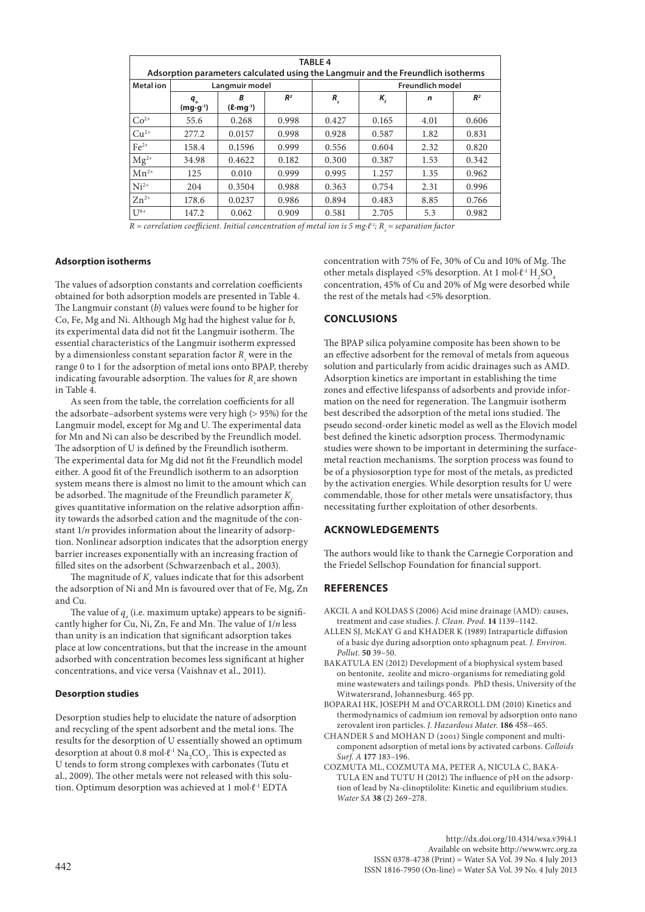**TABLE 4**
**Adsorption parameters calculated using the Langmuir and the Freundlich isotherms**

| Metal ion | Langmuir model | | | | Freundlich model | | |
|---|---|---|---|---|---|---|---|
| | $q_o$ (mg·g⁻¹) | $B$ (ℓ·mg⁻¹) | $R^2$ | $R_s$ | $K_f$ | $n$ | $R^2$ |
| $Co^{2+}$ | 55.6 | 0.268 | 0.998 | 0.427 | 0.165 | 4.01 | 0.606 |
| $Cu^{2+}$ | 277.2 | 0.0157 | 0.998 | 0.928 | 0.587 | 1.82 | 0.831 |
| $Fe^{2+}$ | 158.4 | 0.1596 | 0.999 | 0.556 | 0.604 | 2.32 | 0.820 |
| $Mg^{2+}$ | 34.98 | 0.4622 | 0.182 | 0.300 | 0.387 | 1.53 | 0.342 |
| $Mn^{2+}$ | 125 | 0.010 | 0.999 | 0.995 | 1.257 | 1.35 | 0.962 |
| $Ni^{2+}$ | 204 | 0.3504 | 0.988 | 0.363 | 0.754 | 2.31 | 0.996 |
| $Zn^{2+}$ | 178.6 | 0.0237 | 0.986 | 0.894 | 0.483 | 8.85 | 0.766 |
| $U^{6+}$ | 147.2 | 0.062 | 0.909 | 0.581 | 2.705 | 5.3 | 0.982 |

*R = correlation coefficient. Initial concentration of metal ion is 5 mg·ℓ⁻¹; $R_s$ = separation factor*

### Adsorption isotherms

The values of adsorption constants and correlation coefficients obtained for both adsorption models are presented in Table 4. The Langmuir constant ($b$) values were found to be higher for Co, Fe, Mg and Ni. Although Mg had the highest value for $b$, its experimental data did not fit the Langmuir isotherm. The essential characteristics of the Langmuir isotherm expressed by a dimensionless constant separation factor $R_s$ were in the range 0 to 1 for the adsorption of metal ions onto BPAP, thereby indicating favourable adsorption. The values for $R_s$ are shown in Table 4.

As seen from the table, the correlation coefficients for all the adsorbate–adsorbent systems were very high (> 95%) for the Langmuir model, except for Mg and U. The experimental data for Mn and Ni can also be described by the Freundlich model. The adsorption of U is defined by the Freundlich isotherm. The experimental data for Mg did not fit the Freundlich model either. A good fit of the Freundlich isotherm to an adsorption system means there is almost no limit to the amount which can be adsorbed. The magnitude of the Freundlich parameter $K_f$ gives quantitative information on the relative adsorption affinity towards the adsorbed cation and the magnitude of the constant $1/n$ provides information about the linearity of adsorption. Nonlinear adsorption indicates that the adsorption energy barrier increases exponentially with an increasing fraction of filled sites on the adsorbent (Schwarzenbach et al., 2003).

The magnitude of $K_f$ values indicate that for this adsorbent the adsorption of Ni and Mn is favoured over that of Fe, Mg, Zn and Cu.

The value of $q_o$ (i.e. maximum uptake) appears to be significantly higher for Cu, Ni, Zn, Fe and Mn. The value of $1/n$ less than unity is an indication that significant adsorption takes place at low concentrations, but that the increase in the amount adsorbed with concentration becomes less significant at higher concentrations, and vice versa (Vaishnav et al., 2011).

### Desorption studies

Desorption studies help to elucidate the nature of adsorption and recycling of the spent adsorbent and the metal ions. The results for the desorption of U essentially showed an optimum desorption at about 0.8 mol·ℓ⁻¹ $Na_2CO_3$. This is expected as U tends to form strong complexes with carbonates (Tutu et al., 2009). The other metals were not released with this solution. Optimum desorption was achieved at 1 mol·ℓ⁻¹ EDTA concentration with 75% of Fe, 30% of Cu and 10% of Mg. The other metals displayed <5% desorption. At 1 mol·ℓ⁻¹ $H_2SO_4$ concentration, 45% of Cu and 20% of Mg were desorbed while the rest of the metals had <5% desorption.

## CONCLUSIONS

The BPAP silica polyamine composite has been shown to be an effective adsorbent for the removal of metals from aqueous solution and particularly from acidic drainages such as AMD. Adsorption kinetics are important in establishing the time zones and effective lifespanss of adsorbents and provide information on the need for regeneration. The Langmuir isotherm best described the adsorption of the metal ions studied. The pseudo second-order kinetic model as well as the Elovich model best defined the kinetic adsorption process. Thermodynamic studies were shown to be important in determining the surface-metal reaction mechanisms. The sorption process was found to be of a physiosorption type for most of the metals, as predicted by the activation energies. While desorption results for U were commendable, those for other metals were unsatisfactory, thus necessitating further exploitation of other desorbents.

## ACKNOWLEDGEMENTS

The authors would like to thank the Carnegie Corporation and the Friedel Sellschop Foundation for financial support.

## REFERENCES

AKCIL A and KOLDAS S (2006) Acid mine drainage (AMD): causes, treatment and case studies. *J. Clean. Prod.* **14** 1139–1142.

ALLEN SJ, McKAY G and KHADER K (1989) Intraparticle diffusion of a basic dye during adsorption onto sphagnum peat. *J. Environ. Pollut.* **50** 39–50.

BAKATULA EN (2012) Development of a biophysical system based on bentonite, zeolite and micro-organisms for remediating gold mine wastewaters and tailings ponds. PhD thesis, University of the Witwatersrand, Johannesburg. 465 pp.

BOPARAI HK, JOSEPH M and O'CARROLL DM (2010) Kinetics and thermodynamics of cadmium ion removal by adsorption onto nano zerovalent iron particles. *J. Hazardous Mater.* **186** 458–465.

CHANDER S and MOHAN D (2001) Single component and multi-component adsorption of metal ions by activated carbons. *Colloids Surf. A* **177** 183–196.

COZMUTA ML, COZMUTA MA, PETER A, NICULA C, BAKATULA EN and TUTU H (2012) The influence of pH on the adsorption of lead by Na-clinoptilolite: Kinetic and equilibrium studies. *Water SA* **38** (2) 269–278.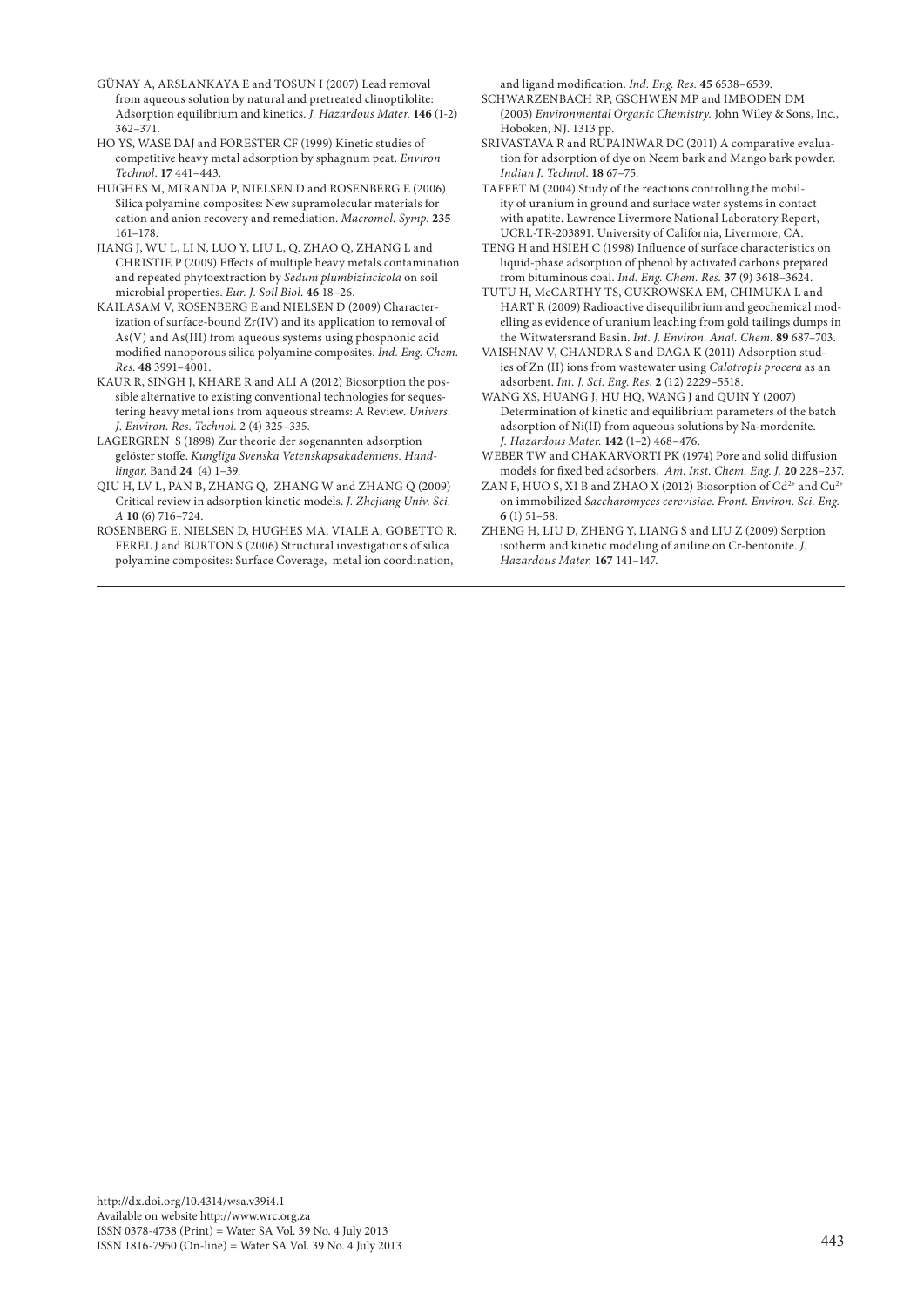GÜNAY A, ARSLANKAYA E and TOSUN I (2007) Lead removal from aqueous solution by natural and pretreated clinoptilolite: Adsorption equilibrium and kinetics. *J. Hazardous Mater.* **146** (1-2) 362–371.

HO YS, WASE DAJ and FORESTER CF (1999) Kinetic studies of competitive heavy metal adsorption by sphagnum peat. *Environ Technol*. **17** 441–443.

HUGHES M, MIRANDA P, NIELSEN D and ROSENBERG E (2006) Silica polyamine composites: New supramolecular materials for cation and anion recovery and remediation. *Macromol. Symp.* **235** 161–178.

JIANG J, WU L, LI N, LUO Y, LIU L, Q. ZHAO Q, ZHANG L and CHRISTIE P (2009) Effects of multiple heavy metals contamination and repeated phytoextraction by *Sedum plumbizincicola* on soil microbial properties. *Eur. J. Soil Biol*. **46** 18–26.

KAILASAM V, ROSENBERG E and NIELSEN D (2009) Characterization of surface-bound Zr(IV) and its application to removal of As(V) and As(III) from aqueous systems using phosphonic acid modified nanoporous silica polyamine composites. *Ind. Eng. Chem. Res.* **48** 3991–4001.

KAUR R, SINGH J, KHARE R and ALI A (2012) Biosorption the possible alternative to existing conventional technologies for sequestering heavy metal ions from aqueous streams: A Review. *Univers. J. Environ. Res. Technol.* 2 (4) 325–335.

LAGERGREN S (1898) Zur theorie der sogenannten adsorption gelöster stoffe. *Kungliga Svenska Vetenskapsakademiens. Handlingar*, Band **24** (4) 1–39.

QIU H, LV L, PAN B, ZHANG Q, ZHANG W and ZHANG Q (2009) Critical review in adsorption kinetic models. *J. Zhejiang Univ. Sci. A* **10** (6) 716–724.

ROSENBERG E, NIELSEN D, HUGHES MA, VIALE A, GOBETTO R, FEREL J and BURTON S (2006) Structural investigations of silica polyamine composites: Surface Coverage, metal ion coordination, and ligand modification. *Ind. Eng. Res.* **45** 6538–6539.

SCHWARZENBACH RP, GSCHWEN MP and IMBODEN DM (2003) *Environmental Organic Chemistry.* John Wiley & Sons, Inc., Hoboken, NJ. 1313 pp.

SRIVASTAVA R and RUPAINWAR DC (2011) A comparative evaluation for adsorption of dye on Neem bark and Mango bark powder. *Indian J. Technol*. **18** 67–75.

TAFFET M (2004) Study of the reactions controlling the mobility of uranium in ground and surface water systems in contact with apatite. Lawrence Livermore National Laboratory Report, UCRL-TR-203891. University of California, Livermore, CA.

TENG H and HSIEH C (1998) Influence of surface characteristics on liquid-phase adsorption of phenol by activated carbons prepared from bituminous coal. *Ind. Eng. Chem. Res.* **37** (9) 3618–3624.

TUTU H, McCARTHY TS, CUKROWSKA EM, CHIMUKA L and HART R (2009) Radioactive disequilibrium and geochemical modelling as evidence of uranium leaching from gold tailings dumps in the Witwatersrand Basin. *Int. J. Environ. Anal. Chem.* **89** 687–703.

VAISHNAV V, CHANDRA S and DAGA K (2011) Adsorption studies of Zn (II) ions from wastewater using *Calotropis procera* as an adsorbent. *Int. J. Sci. Eng. Res*. **2** (12) 2229–5518.

WANG XS, HUANG J, HU HQ, WANG J and QUIN Y (2007) Determination of kinetic and equilibrium parameters of the batch adsorption of Ni(II) from aqueous solutions by Na-mordenite. *J. Hazardous Mater.* **142** (1–2) 468–476.

WEBER TW and CHAKARVORTI PK (1974) Pore and solid diffusion models for fixed bed adsorbers. *Am. Inst. Chem. Eng. J*. **20** 228–237.

ZAN F, HUO S, XI B and ZHAO X (2012) Biosorption of $Cd^{2+}$ and $Cu^{2+}$ on immobilized *Saccharomyces cerevisiae*. *Front. Environ. Sci. Eng.* **6** (1) 51–58.

ZHENG H, LIU D, ZHENG Y, LIANG S and LIU Z (2009) Sorption isotherm and kinetic modeling of aniline on Cr-bentonite. *J. Hazardous Mater.* **167** 141–147.